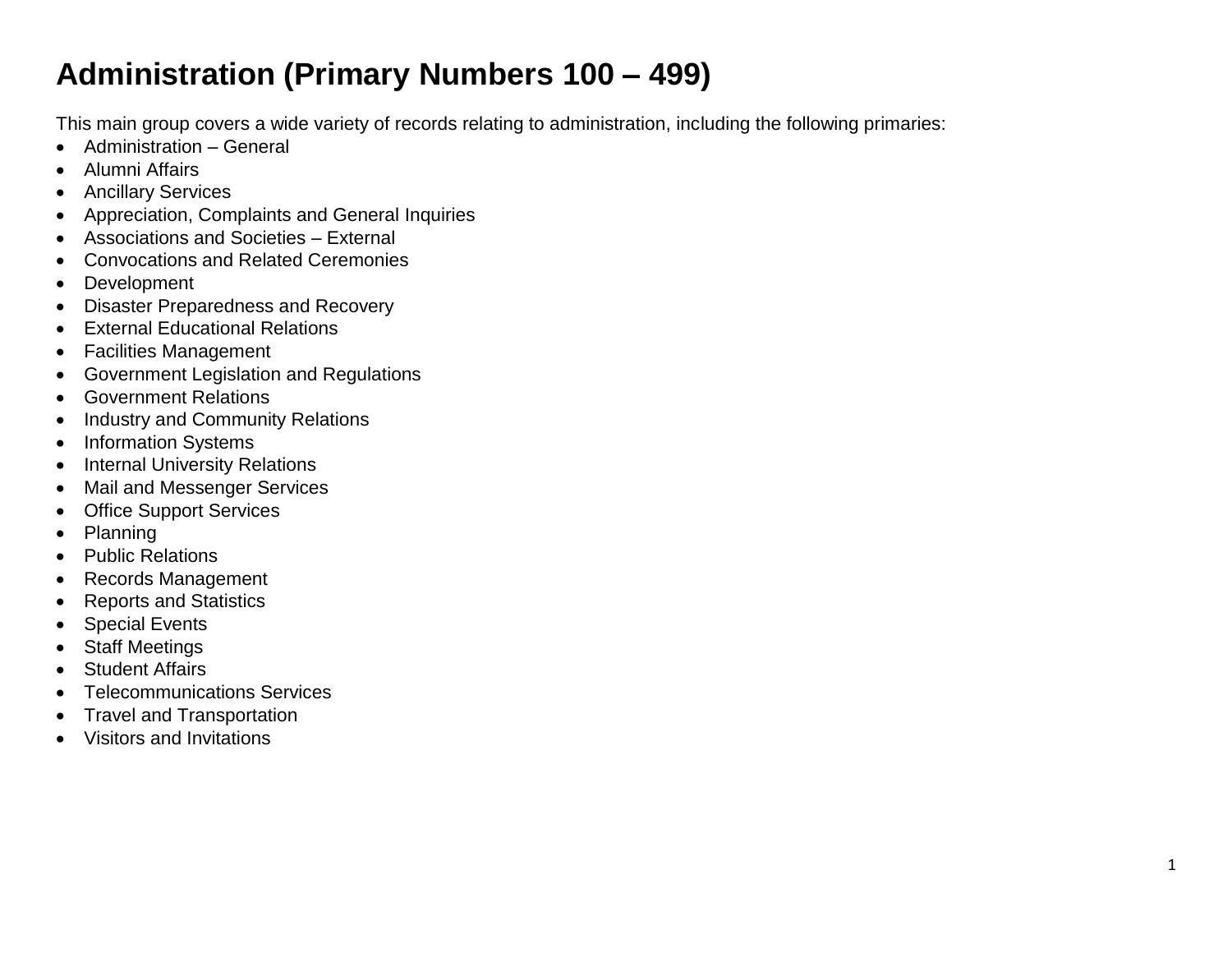# Administration (Primary Numbers 100 – 499)

This main group covers a wide variety of records relating to administration, including the following primaries:

- Administration – General
- Alumni Affairs
- Ancillary Services
- Appreciation, Complaints and General Inquiries
- Associations and Societies – External
- Convocations and Related Ceremonies
- Development
- Disaster Preparedness and Recovery
- External Educational Relations
- Facilities Management
- Government Legislation and Regulations
- Government Relations
- Industry and Community Relations
- Information Systems
- Internal University Relations
- Mail and Messenger Services
- Office Support Services
- Planning
- Public Relations
- Records Management
- Reports and Statistics
- Special Events
- Staff Meetings
- Student Affairs
- Telecommunications Services
- Travel and Transportation
- Visitors and Invitations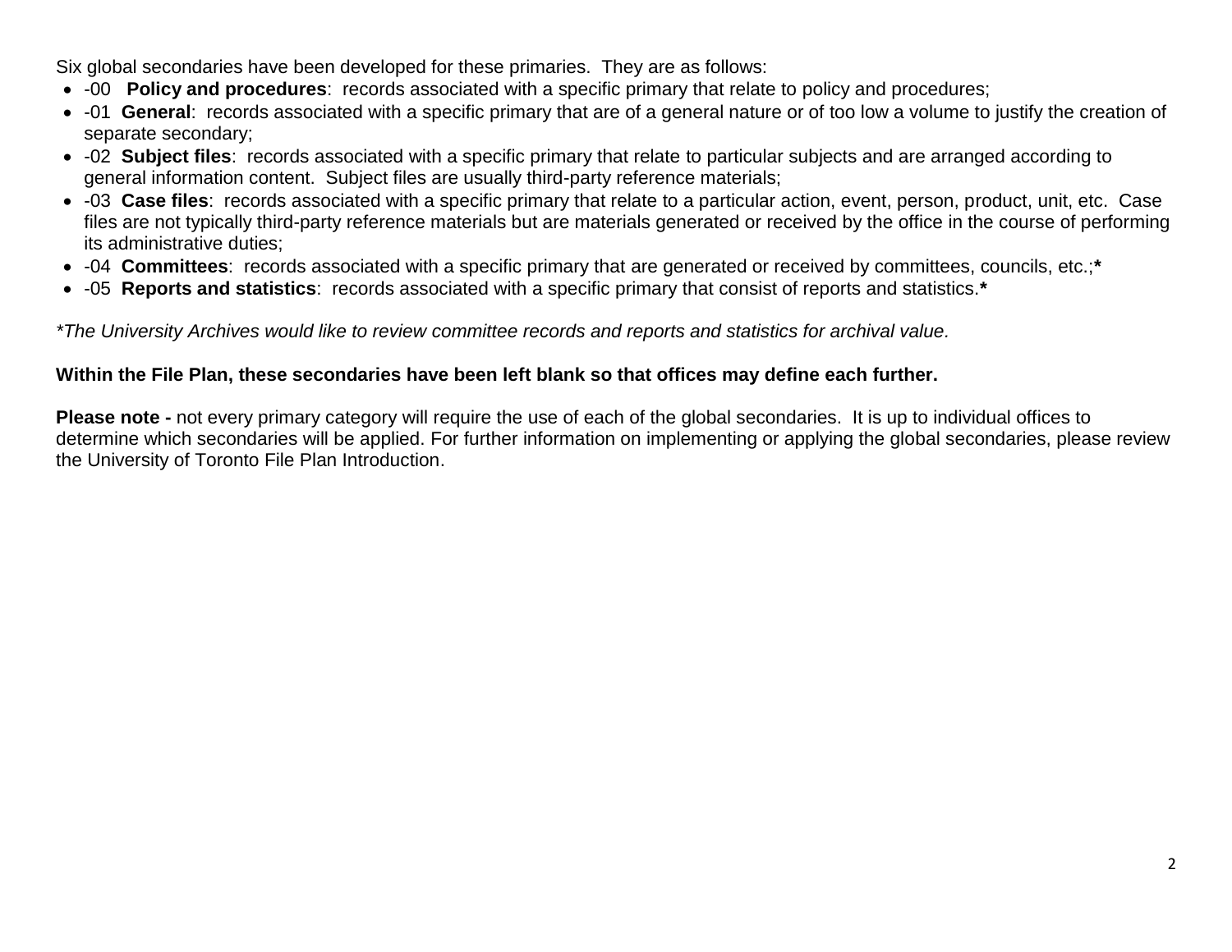Six global secondaries have been developed for these primaries. They are as follows:

- -00 **Policy and procedures**: records associated with a specific primary that relate to policy and procedures;
- -01 **General**: records associated with a specific primary that are of a general nature or of too low a volume to justify the creation of separate secondary;
- -02 **Subject files**: records associated with a specific primary that relate to particular subjects and are arranged according to general information content. Subject files are usually third-party reference materials;
- -03 **Case files**: records associated with a specific primary that relate to a particular action, event, person, product, unit, etc. Case files are not typically third-party reference materials but are materials generated or received by the office in the course of performing its administrative duties;
- -04 **Committees**: records associated with a specific primary that are generated or received by committees, councils, etc.;**\***
- -05 **Reports and statistics**: records associated with a specific primary that consist of reports and statistics.**\***

*\*The University Archives would like to review committee records and reports and statistics for archival value.*

**Within the File Plan, these secondaries have been left blank so that offices may define each further.**

**Please note -** not every primary category will require the use of each of the global secondaries. It is up to individual offices to determine which secondaries will be applied. For further information on implementing or applying the global secondaries, please review the University of Toronto File Plan Introduction.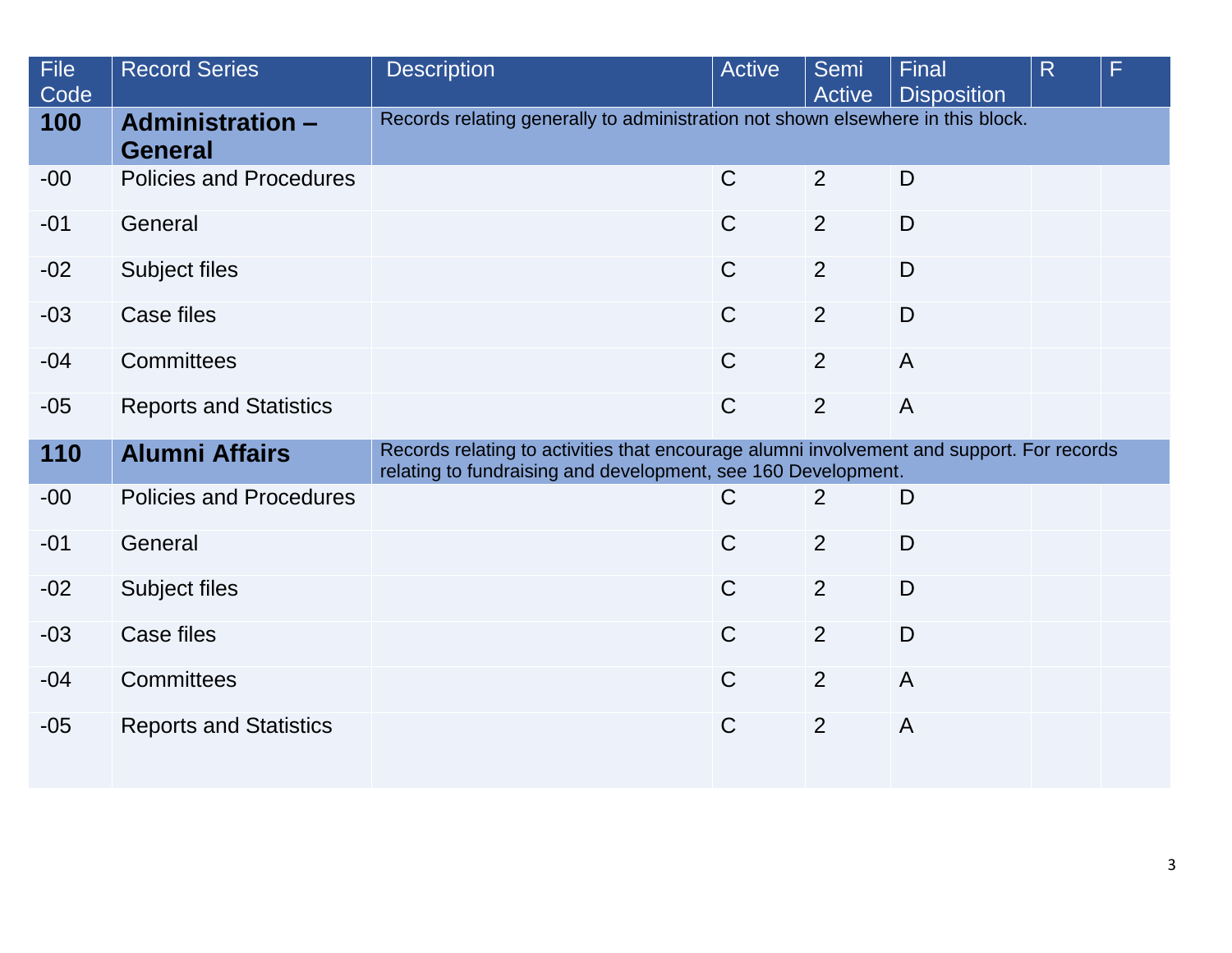| File Code | Record Series | Description | Active | Semi Active | Final Disposition | R | F |
|---|---|---|---|---|---|---|---|
| **100** | **Administration – General** | Records relating generally to administration not shown elsewhere in this block. | | | | | |
| -00 | Policies and Procedures | | C | 2 | D | | |
| -01 | General | | C | 2 | D | | |
| -02 | Subject files | | C | 2 | D | | |
| -03 | Case files | | C | 2 | D | | |
| -04 | Committees | | C | 2 | A | | |
| -05 | Reports and Statistics | | C | 2 | A | | |
| **110** | **Alumni Affairs** | Records relating to activities that encourage alumni involvement and support. For records relating to fundraising and development, see 160 Development. | | | | | |
| -00 | Policies and Procedures | | C | 2 | D | | |
| -01 | General | | C | 2 | D | | |
| -02 | Subject files | | C | 2 | D | | |
| -03 | Case files | | C | 2 | D | | |
| -04 | Committees | | C | 2 | A | | |
| -05 | Reports and Statistics | | C | 2 | A | | |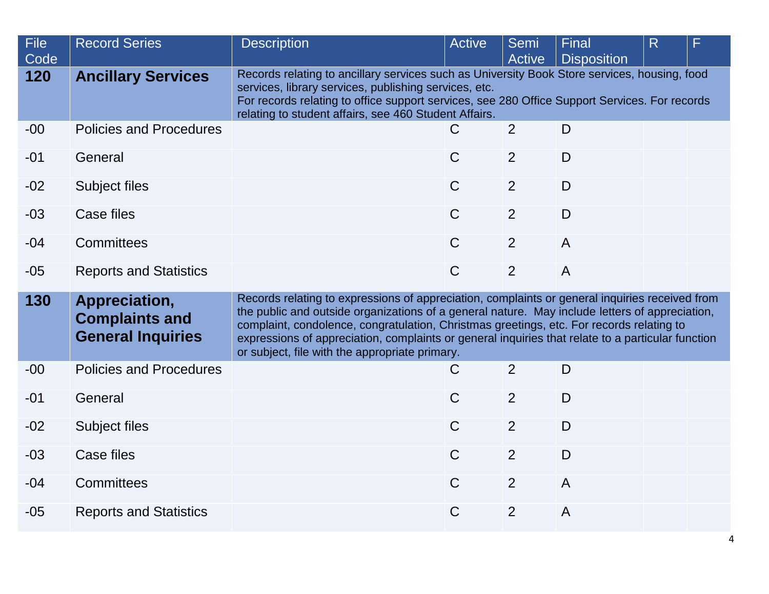| File Code | Record Series | Description | Active | Semi Active | Final Disposition | R | F |
|---|---|---|---|---|---|---|---|
| **120** | **Ancillary Services** | Records relating to ancillary services such as University Book Store services, housing, food services, library services, publishing services, etc. For records relating to office support services, see 280 Office Support Services. For records relating to student affairs, see 460 Student Affairs. | | | | | |
| -00 | Policies and Procedures | | C | 2 | D | | |
| -01 | General | | C | 2 | D | | |
| -02 | Subject files | | C | 2 | D | | |
| -03 | Case files | | C | 2 | D | | |
| -04 | Committees | | C | 2 | A | | |
| -05 | Reports and Statistics | | C | 2 | A | | |
| **130** | **Appreciation, Complaints and General Inquiries** | Records relating to expressions of appreciation, complaints or general inquiries received from the public and outside organizations of a general nature. May include letters of appreciation, complaint, condolence, congratulation, Christmas greetings, etc. For records relating to expressions of appreciation, complaints or general inquiries that relate to a particular function or subject, file with the appropriate primary. | | | | | |
| -00 | Policies and Procedures | | C | 2 | D | | |
| -01 | General | | C | 2 | D | | |
| -02 | Subject files | | C | 2 | D | | |
| -03 | Case files | | C | 2 | D | | |
| -04 | Committees | | C | 2 | A | | |
| -05 | Reports and Statistics | | C | 2 | A | | |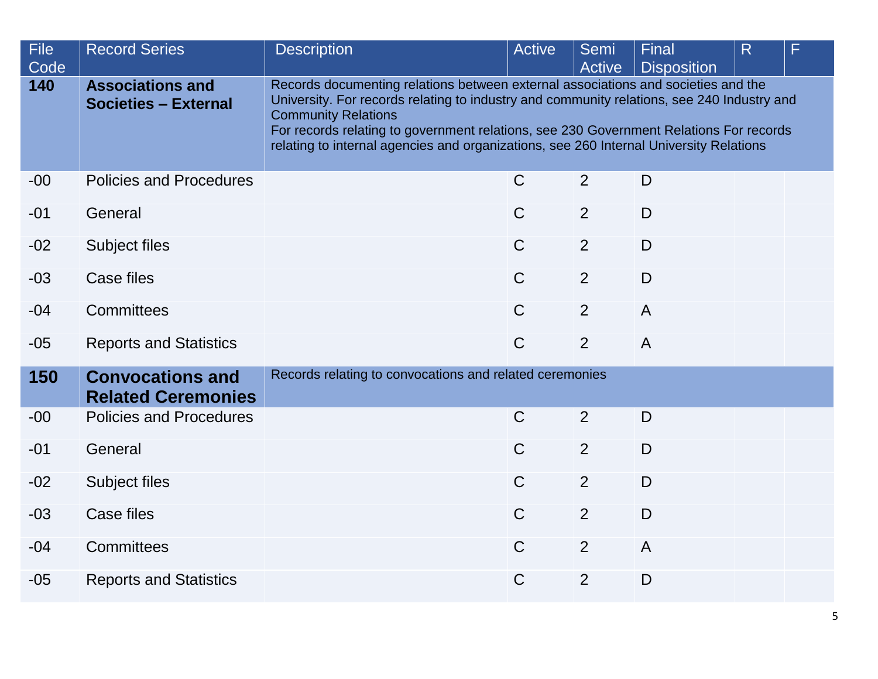| File Code | Record Series | Description | Active | Semi Active | Final Disposition | R | F |
|---|---|---|---|---|---|---|---|
| **140** | **Associations and Societies – External** | Records documenting relations between external associations and societies and the University. For records relating to industry and community relations, see 240 Industry and Community Relations<br>For records relating to government relations, see 230 Government Relations For records relating to internal agencies and organizations, see 260 Internal University Relations | | | | | |
| -00 | Policies and Procedures | | C | 2 | D | | |
| -01 | General | | C | 2 | D | | |
| -02 | Subject files | | C | 2 | D | | |
| -03 | Case files | | C | 2 | D | | |
| -04 | Committees | | C | 2 | A | | |
| -05 | Reports and Statistics | | C | 2 | A | | |
| **150** | **Convocations and Related Ceremonies** | Records relating to convocations and related ceremonies | | | | | |
| -00 | Policies and Procedures | | C | 2 | D | | |
| -01 | General | | C | 2 | D | | |
| -02 | Subject files | | C | 2 | D | | |
| -03 | Case files | | C | 2 | D | | |
| -04 | Committees | | C | 2 | A | | |
| -05 | Reports and Statistics | | C | 2 | D | | |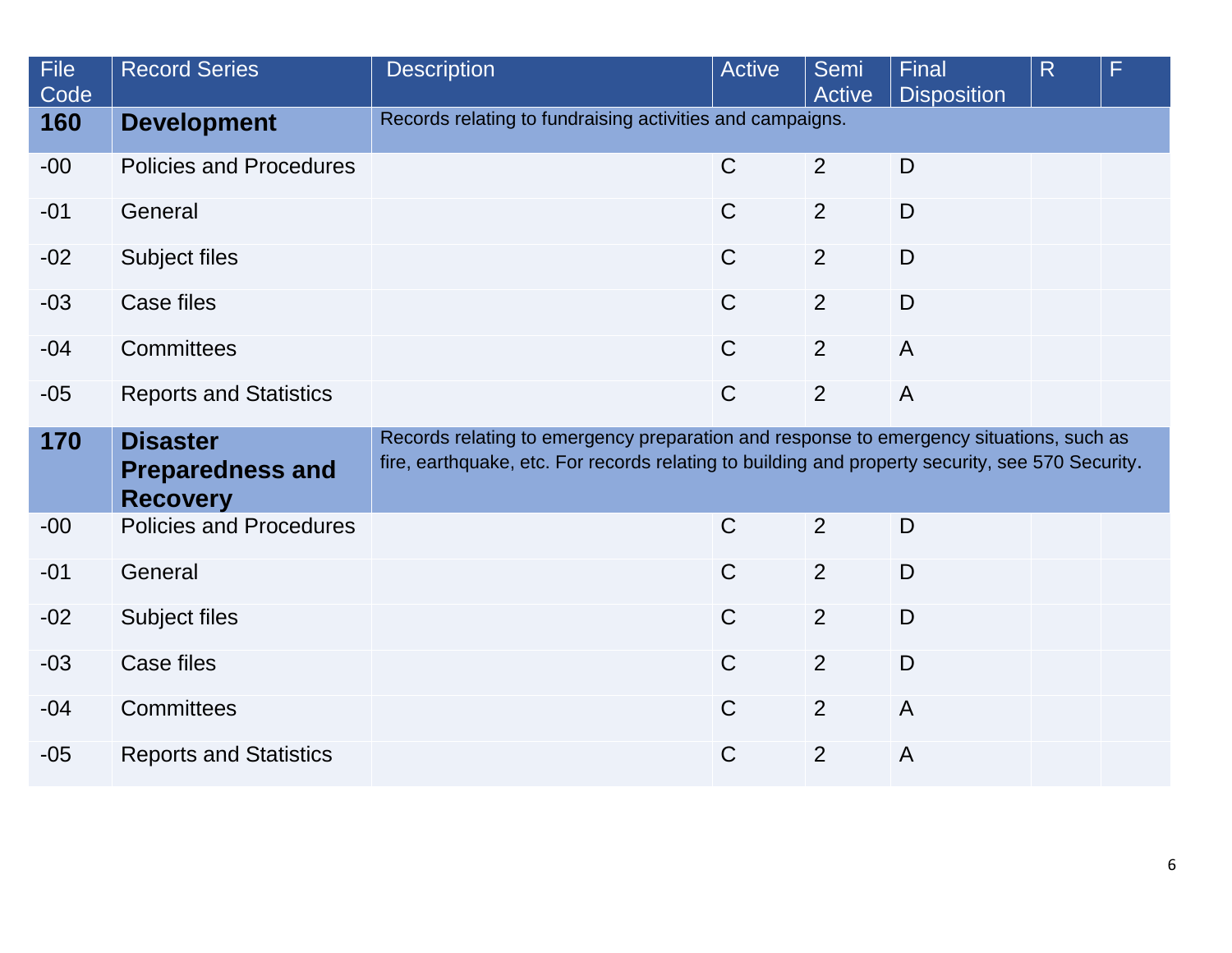| File Code | Record Series | Description | Active | Semi Active | Final Disposition | R | F |
|---|---|---|---|---|---|---|---|
| **160** | **Development** | Records relating to fundraising activities and campaigns. | | | | | |
| -00 | Policies and Procedures | | C | 2 | D | | |
| -01 | General | | C | 2 | D | | |
| -02 | Subject files | | C | 2 | D | | |
| -03 | Case files | | C | 2 | D | | |
| -04 | Committees | | C | 2 | A | | |
| -05 | Reports and Statistics | | C | 2 | A | | |
| **170** | **Disaster Preparedness and Recovery** | Records relating to emergency preparation and response to emergency situations, such as fire, earthquake, etc. For records relating to building and property security, see 570 Security. | | | | | |
| -00 | Policies and Procedures | | C | 2 | D | | |
| -01 | General | | C | 2 | D | | |
| -02 | Subject files | | C | 2 | D | | |
| -03 | Case files | | C | 2 | D | | |
| -04 | Committees | | C | 2 | A | | |
| -05 | Reports and Statistics | | C | 2 | A | | |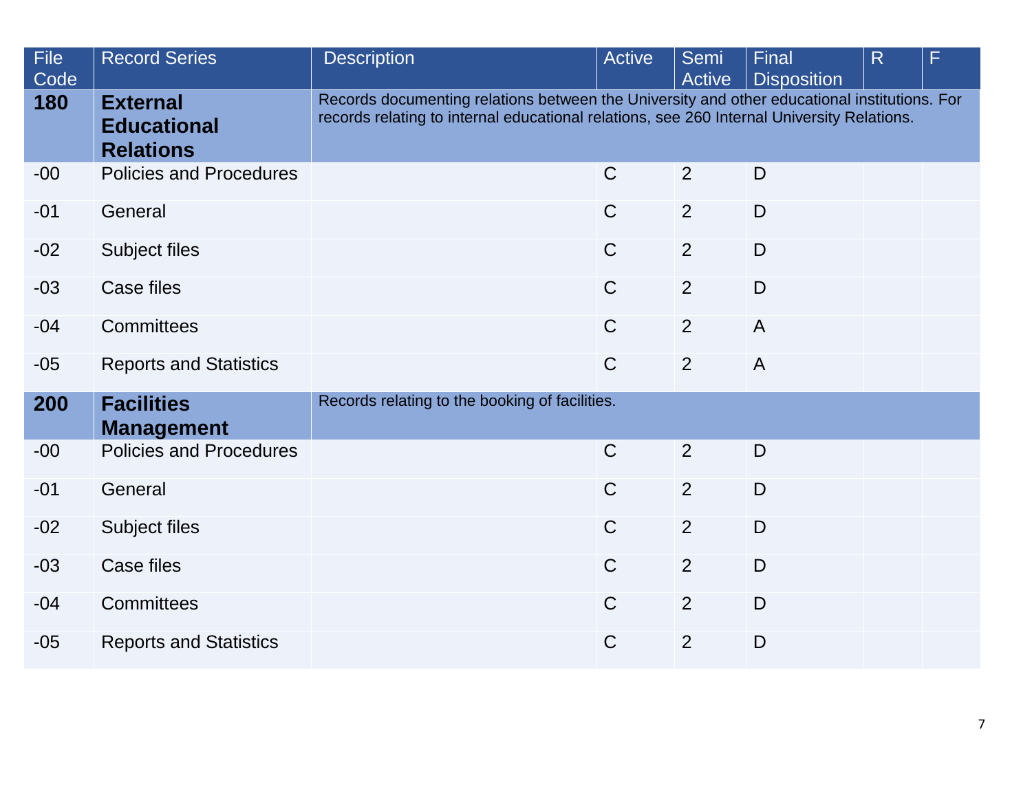| File Code | Record Series | Description | Active | Semi Active | Final Disposition | R | F |
|---|---|---|---|---|---|---|---|
| **180** | **External Educational Relations** | Records documenting relations between the University and other educational institutions. For records relating to internal educational relations, see 260 Internal University Relations. | | | | | |
| -00 | Policies and Procedures | | C | 2 | D | | |
| -01 | General | | C | 2 | D | | |
| -02 | Subject files | | C | 2 | D | | |
| -03 | Case files | | C | 2 | D | | |
| -04 | Committees | | C | 2 | A | | |
| -05 | Reports and Statistics | | C | 2 | A | | |
| **200** | **Facilities Management** | Records relating to the booking of facilities. | | | | | |
| -00 | Policies and Procedures | | C | 2 | D | | |
| -01 | General | | C | 2 | D | | |
| -02 | Subject files | | C | 2 | D | | |
| -03 | Case files | | C | 2 | D | | |
| -04 | Committees | | C | 2 | D | | |
| -05 | Reports and Statistics | | C | 2 | D | | |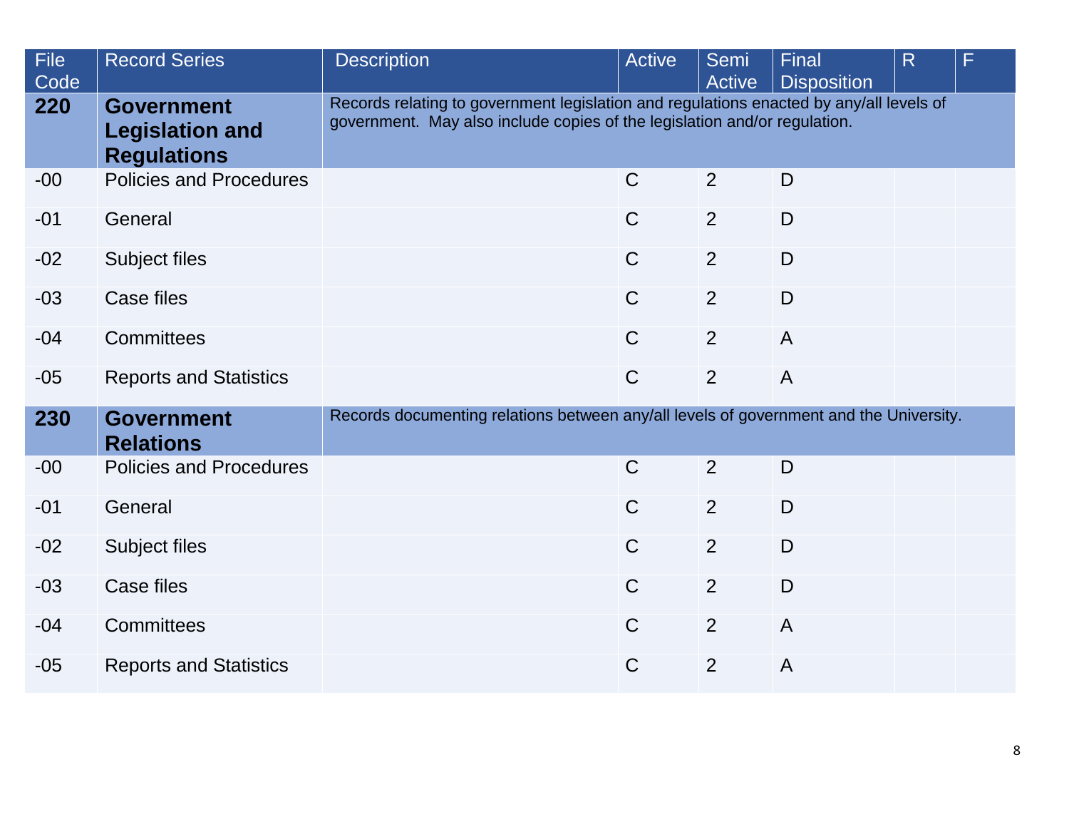| File Code | Record Series | Description | Active | Semi Active | Final Disposition | R | F |
|---|---|---|---|---|---|---|---|
| **220** | **Government Legislation and Regulations** | Records relating to government legislation and regulations enacted by any/all levels of government. May also include copies of the legislation and/or regulation. | | | | | |
| -00 | Policies and Procedures | | C | 2 | D | | |
| -01 | General | | C | 2 | D | | |
| -02 | Subject files | | C | 2 | D | | |
| -03 | Case files | | C | 2 | D | | |
| -04 | Committees | | C | 2 | A | | |
| -05 | Reports and Statistics | | C | 2 | A | | |
| **230** | **Government Relations** | Records documenting relations between any/all levels of government and the University. | | | | | |
| -00 | Policies and Procedures | | C | 2 | D | | |
| -01 | General | | C | 2 | D | | |
| -02 | Subject files | | C | 2 | D | | |
| -03 | Case files | | C | 2 | D | | |
| -04 | Committees | | C | 2 | A | | |
| -05 | Reports and Statistics | | C | 2 | A | | |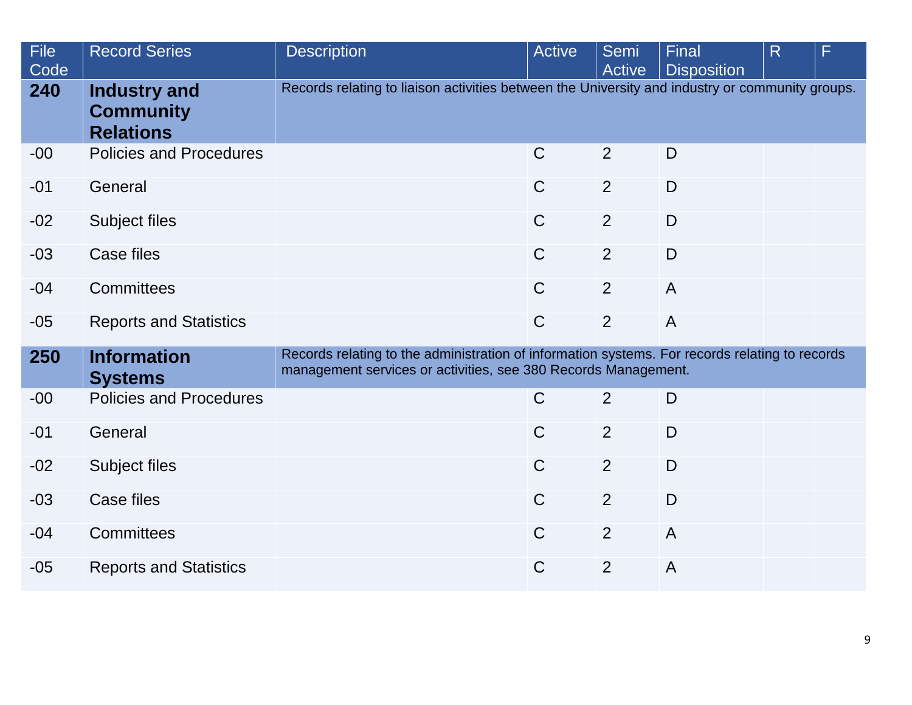| File Code | Record Series | Description | Active | Semi Active | Final Disposition | R | F |
|---|---|---|---|---|---|---|---|
| **240** | **Industry and Community Relations** | Records relating to liaison activities between the University and industry or community groups. | | | | | |
| -00 | Policies and Procedures | | C | 2 | D | | |
| -01 | General | | C | 2 | D | | |
| -02 | Subject files | | C | 2 | D | | |
| -03 | Case files | | C | 2 | D | | |
| -04 | Committees | | C | 2 | A | | |
| -05 | Reports and Statistics | | C | 2 | A | | |
| **250** | **Information Systems** | Records relating to the administration of information systems. For records relating to records management services or activities, see 380 Records Management. | | | | | |
| -00 | Policies and Procedures | | C | 2 | D | | |
| -01 | General | | C | 2 | D | | |
| -02 | Subject files | | C | 2 | D | | |
| -03 | Case files | | C | 2 | D | | |
| -04 | Committees | | C | 2 | A | | |
| -05 | Reports and Statistics | | C | 2 | A | | |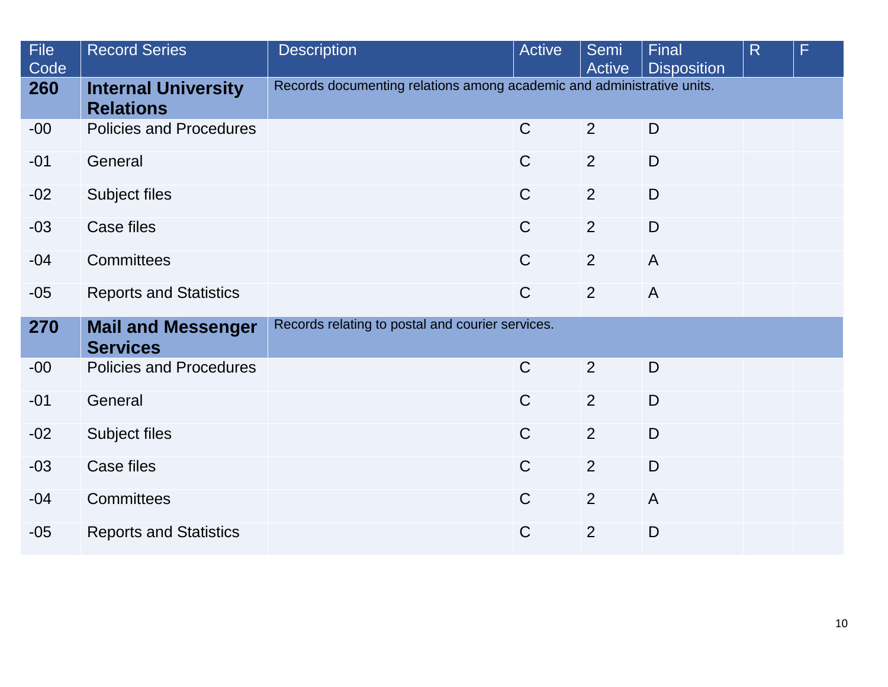| File Code | Record Series | Description | Active | Semi Active | Final Disposition | R | F |
|---|---|---|---|---|---|---|---|
| **260** | **Internal University Relations** | Records documenting relations among academic and administrative units. | | | | | |
| -00 | Policies and Procedures | | C | 2 | D | | |
| -01 | General | | C | 2 | D | | |
| -02 | Subject files | | C | 2 | D | | |
| -03 | Case files | | C | 2 | D | | |
| -04 | Committees | | C | 2 | A | | |
| -05 | Reports and Statistics | | C | 2 | A | | |
| **270** | **Mail and Messenger Services** | Records relating to postal and courier services. | | | | | |
| -00 | Policies and Procedures | | C | 2 | D | | |
| -01 | General | | C | 2 | D | | |
| -02 | Subject files | | C | 2 | D | | |
| -03 | Case files | | C | 2 | D | | |
| -04 | Committees | | C | 2 | A | | |
| -05 | Reports and Statistics | | C | 2 | D | | |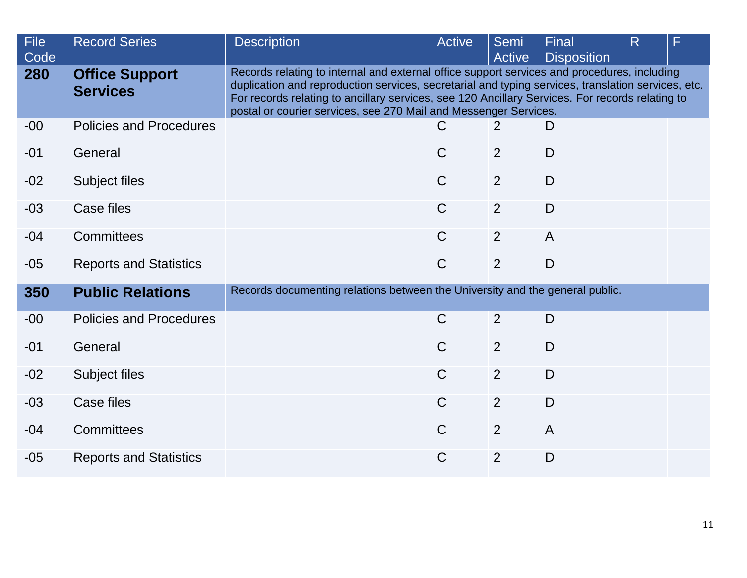| File Code | Record Series | Description | Active | Semi Active | Final Disposition | R | F |
|---|---|---|---|---|---|---|---|
| **280** | **Office Support Services** | Records relating to internal and external office support services and procedures, including duplication and reproduction services, secretarial and typing services, translation services, etc. For records relating to ancillary services, see 120 Ancillary Services. For records relating to postal or courier services, see 270 Mail and Messenger Services. | | | | | |
| -00 | Policies and Procedures | | C | 2 | D | | |
| -01 | General | | C | 2 | D | | |
| -02 | Subject files | | C | 2 | D | | |
| -03 | Case files | | C | 2 | D | | |
| -04 | Committees | | C | 2 | A | | |
| -05 | Reports and Statistics | | C | 2 | D | | |
| **350** | **Public Relations** | Records documenting relations between the University and the general public. | | | | | |
| -00 | Policies and Procedures | | C | 2 | D | | |
| -01 | General | | C | 2 | D | | |
| -02 | Subject files | | C | 2 | D | | |
| -03 | Case files | | C | 2 | D | | |
| -04 | Committees | | C | 2 | A | | |
| -05 | Reports and Statistics | | C | 2 | D | | |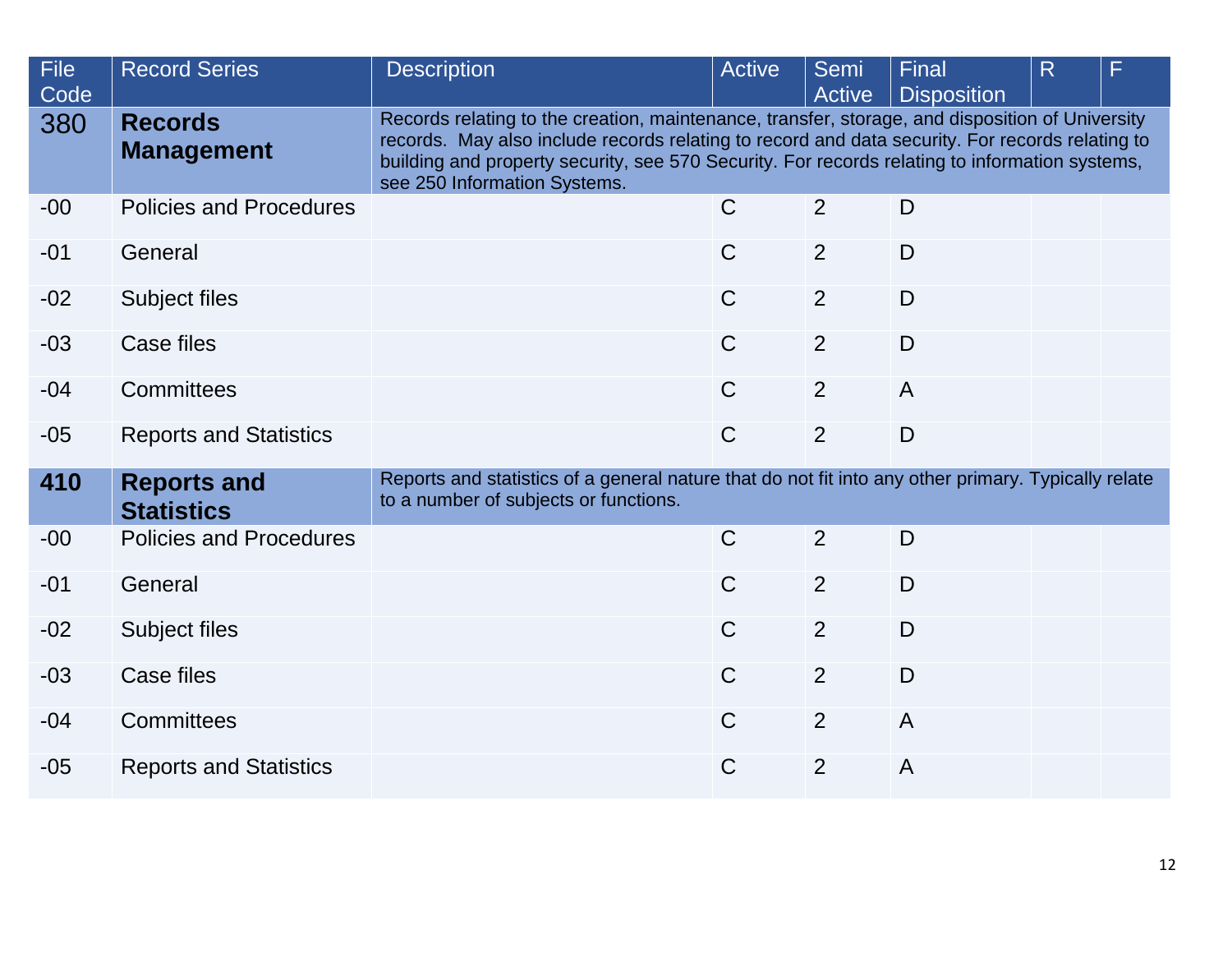| File Code | Record Series | Description | Active | Semi Active | Final Disposition | R | F |
|---|---|---|---|---|---|---|---|
| 380 | **Records Management** | Records relating to the creation, maintenance, transfer, storage, and disposition of University records. May also include records relating to record and data security. For records relating to building and property security, see 570 Security. For records relating to information systems, see 250 Information Systems. | | | | | |
| -00 | Policies and Procedures | | C | 2 | D | | |
| -01 | General | | C | 2 | D | | |
| -02 | Subject files | | C | 2 | D | | |
| -03 | Case files | | C | 2 | D | | |
| -04 | Committees | | C | 2 | A | | |
| -05 | Reports and Statistics | | C | 2 | D | | |
| **410** | **Reports and Statistics** | Reports and statistics of a general nature that do not fit into any other primary. Typically relate to a number of subjects or functions. | | | | | |
| -00 | Policies and Procedures | | C | 2 | D | | |
| -01 | General | | C | 2 | D | | |
| -02 | Subject files | | C | 2 | D | | |
| -03 | Case files | | C | 2 | D | | |
| -04 | Committees | | C | 2 | A | | |
| -05 | Reports and Statistics | | C | 2 | A | | |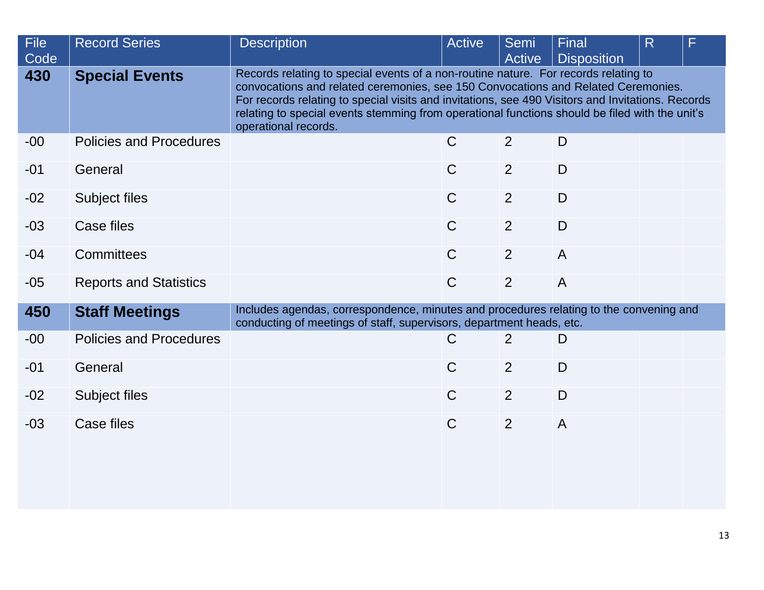| File Code | Record Series | Description | Active | Semi Active | Final Disposition | R | F |
|---|---|---|---|---|---|---|---|
| **430** | **Special Events** | Records relating to special events of a non-routine nature. For records relating to convocations and related ceremonies, see 150 Convocations and Related Ceremonies. For records relating to special visits and invitations, see 490 Visitors and Invitations. Records relating to special events stemming from operational functions should be filed with the unit's operational records. | | | | | |
| -00 | Policies and Procedures | | C | 2 | D | | |
| -01 | General | | C | 2 | D | | |
| -02 | Subject files | | C | 2 | D | | |
| -03 | Case files | | C | 2 | D | | |
| -04 | Committees | | C | 2 | A | | |
| -05 | Reports and Statistics | | C | 2 | A | | |
| **450** | **Staff Meetings** | Includes agendas, correspondence, minutes and procedures relating to the convening and conducting of meetings of staff, supervisors, department heads, etc. | | | | | |
| -00 | Policies and Procedures | | C | 2 | D | | |
| -01 | General | | C | 2 | D | | |
| -02 | Subject files | | C | 2 | D | | |
| -03 | Case files | | C | 2 | A | | |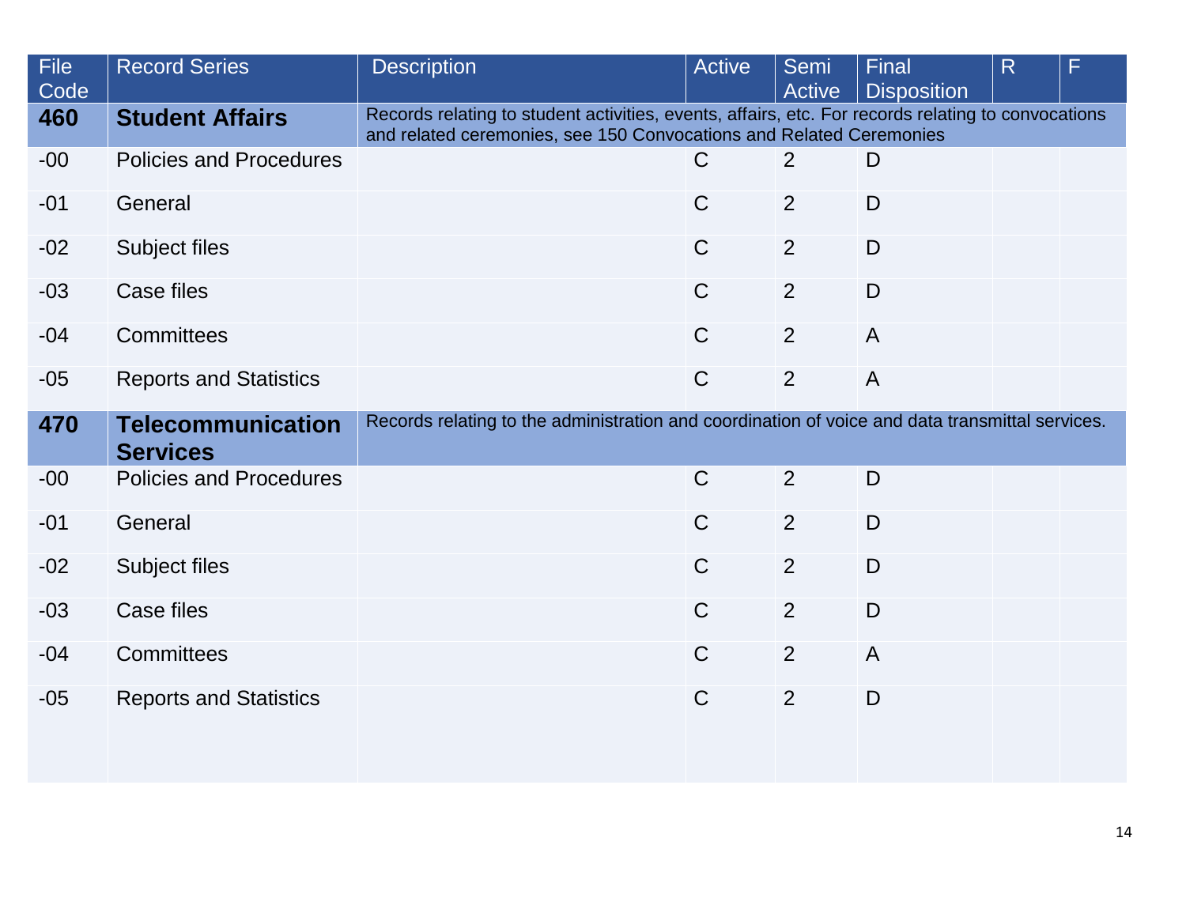| File Code | Record Series | Description | Active | Semi Active | Final Disposition | R | F |
|---|---|---|---|---|---|---|---|
| **460** | **Student Affairs** | Records relating to student activities, events, affairs, etc. For records relating to convocations and related ceremonies, see 150 Convocations and Related Ceremonies | | | | | |
| -00 | Policies and Procedures | | C | 2 | D | | |
| -01 | General | | C | 2 | D | | |
| -02 | Subject files | | C | 2 | D | | |
| -03 | Case files | | C | 2 | D | | |
| -04 | Committees | | C | 2 | A | | |
| -05 | Reports and Statistics | | C | 2 | A | | |
| **470** | **Telecommunication Services** | Records relating to the administration and coordination of voice and data transmittal services. | | | | | |
| -00 | Policies and Procedures | | C | 2 | D | | |
| -01 | General | | C | 2 | D | | |
| -02 | Subject files | | C | 2 | D | | |
| -03 | Case files | | C | 2 | D | | |
| -04 | Committees | | C | 2 | A | | |
| -05 | Reports and Statistics | | C | 2 | D | | |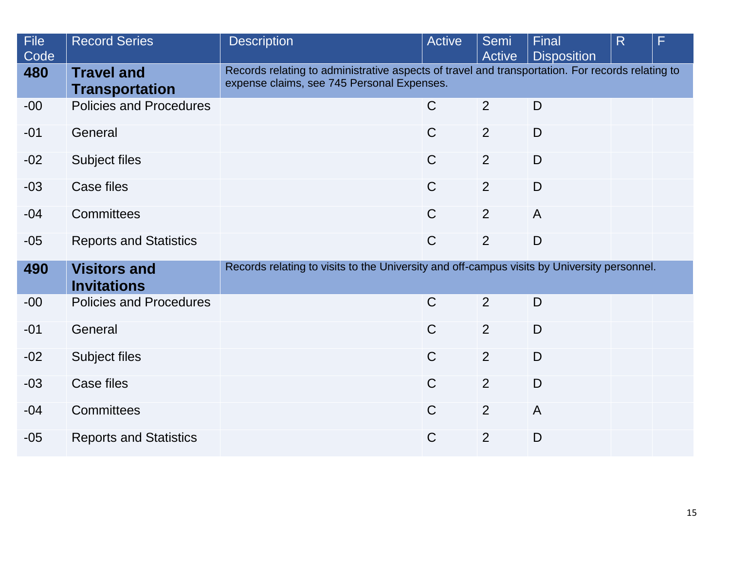| File Code | Record Series | Description | Active | Semi Active | Final Disposition | R | F |
|---|---|---|---|---|---|---|---|
| **480** | **Travel and Transportation** | Records relating to administrative aspects of travel and transportation. For records relating to expense claims, see 745 Personal Expenses. | | | | | |
| -00 | Policies and Procedures | | C | 2 | D | | |
| -01 | General | | C | 2 | D | | |
| -02 | Subject files | | C | 2 | D | | |
| -03 | Case files | | C | 2 | D | | |
| -04 | Committees | | C | 2 | A | | |
| -05 | Reports and Statistics | | C | 2 | D | | |
| **490** | **Visitors and Invitations** | Records relating to visits to the University and off-campus visits by University personnel. | | | | | |
| -00 | Policies and Procedures | | C | 2 | D | | |
| -01 | General | | C | 2 | D | | |
| -02 | Subject files | | C | 2 | D | | |
| -03 | Case files | | C | 2 | D | | |
| -04 | Committees | | C | 2 | A | | |
| -05 | Reports and Statistics | | C | 2 | D | | |